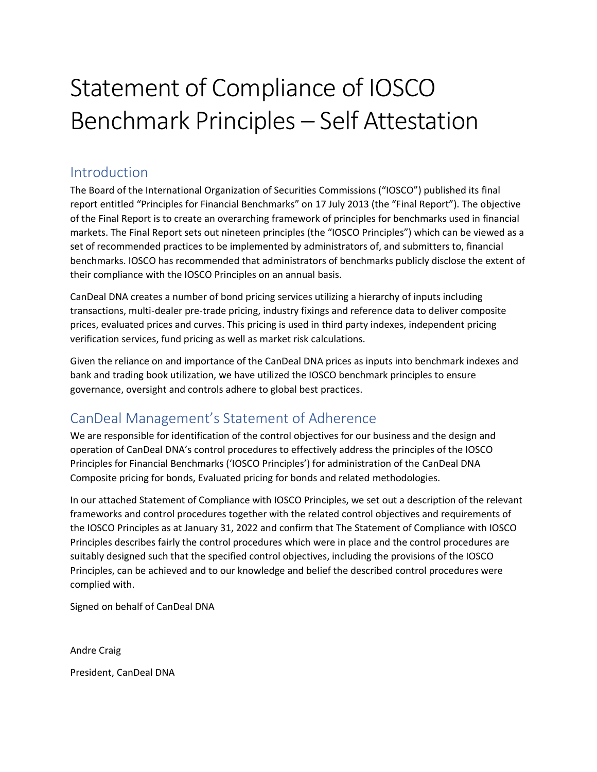# Statement of Compliance of IOSCO Benchmark Principles – Self Attestation

## Introduction

The Board of the International Organization of Securities Commissions ("IOSCO") published its final report entitled "Principles for Financial Benchmarks" on 17 July 2013 (the "Final Report"). The objective of the Final Report is to create an overarching framework of principles for benchmarks used in financial markets. The Final Report sets out nineteen principles (the "IOSCO Principles") which can be viewed as a set of recommended practices to be implemented by administrators of, and submitters to, financial benchmarks. IOSCO has recommended that administrators of benchmarks publicly disclose the extent of their compliance with the IOSCO Principles on an annual basis.

CanDeal DNA creates a number of bond pricing services utilizing a hierarchy of inputs including transactions, multi-dealer pre-trade pricing, industry fixings and reference data to deliver composite prices, evaluated prices and curves. This pricing is used in third party indexes, independent pricing verification services, fund pricing as well as market risk calculations.

Given the reliance on and importance of the CanDeal DNA prices as inputs into benchmark indexes and bank and trading book utilization, we have utilized the IOSCO benchmark principles to ensure governance, oversight and controls adhere to global best practices.

## CanDeal Management's Statement of Adherence

We are responsible for identification of the control objectives for our business and the design and operation of CanDeal DNA's control procedures to effectively address the principles of the IOSCO Principles for Financial Benchmarks ('IOSCO Principles') for administration of the CanDeal DNA Composite pricing for bonds, Evaluated pricing for bonds and related methodologies.

In our attached Statement of Compliance with IOSCO Principles, we set out a description of the relevant frameworks and control procedures together with the related control objectives and requirements of the IOSCO Principles as at January 31, 2022 and confirm that The Statement of Compliance with IOSCO Principles describes fairly the control procedures which were in place and the control procedures are suitably designed such that the specified control objectives, including the provisions of the IOSCO Principles, can be achieved and to our knowledge and belief the described control procedures were complied with.

Signed on behalf of CanDeal DNA

Andre Craig

President, CanDeal DNA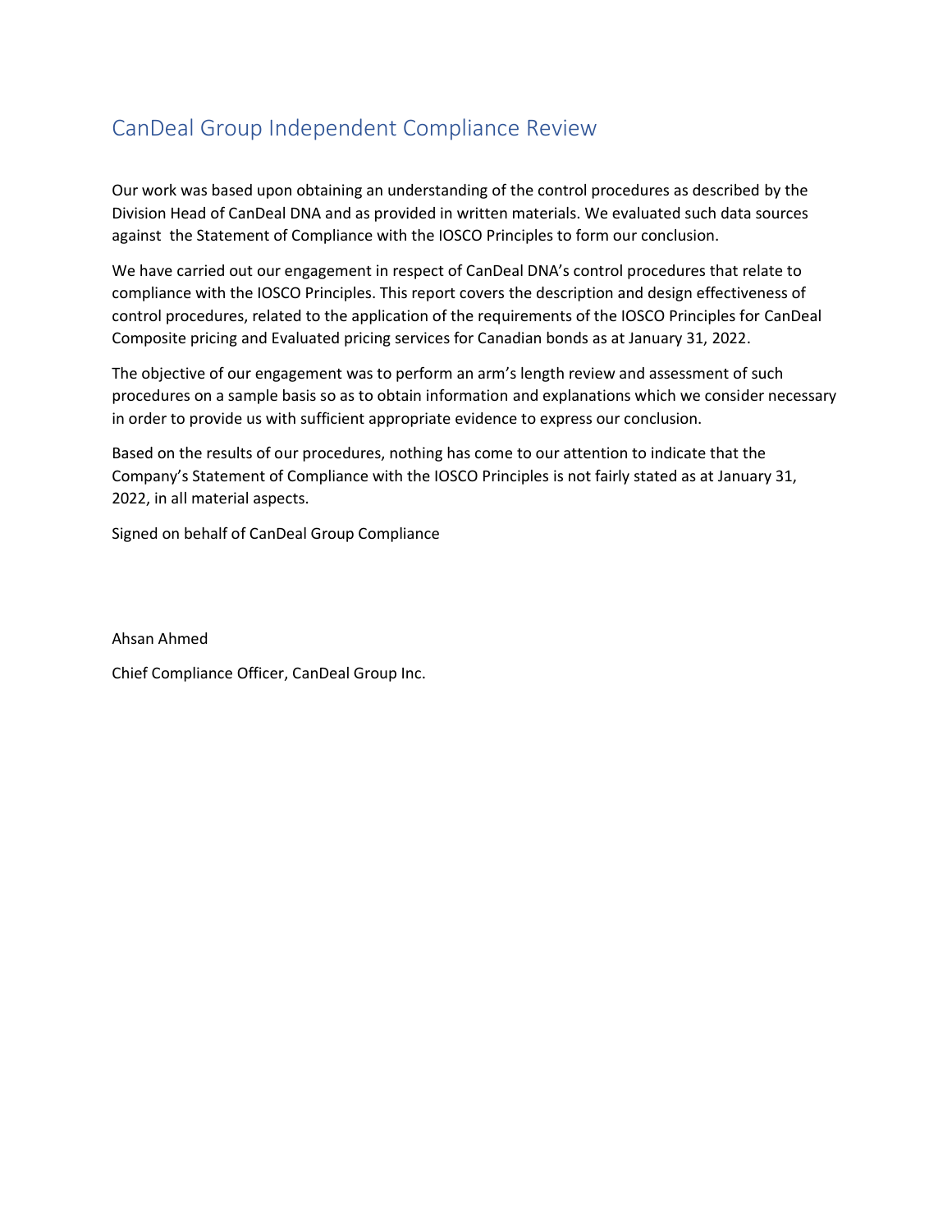# CanDeal Group Independent Compliance Review

Our work was based upon obtaining an understanding of the control procedures as described by the Division Head of CanDeal DNA and as provided in written materials. We evaluated such data sources against the Statement of Compliance with the IOSCO Principles to form our conclusion.

We have carried out our engagement in respect of CanDeal DNA's control procedures that relate to compliance with the IOSCO Principles. This report covers the description and design effectiveness of control procedures, related to the application of the requirements of the IOSCO Principles for CanDeal Composite pricing and Evaluated pricing services for Canadian bonds as at January 31, 2022.

The objective of our engagement was to perform an arm's length review and assessment of such procedures on a sample basis so as to obtain information and explanations which we consider necessary in order to provide us with sufficient appropriate evidence to express our conclusion.

Based on the results of our procedures, nothing has come to our attention to indicate that the Company's Statement of Compliance with the IOSCO Principles is not fairly stated as at January 31, 2022, in all material aspects.

Signed on behalf of CanDeal Group Compliance

Ahsan Ahmed

Chief Compliance Officer, CanDeal Group Inc.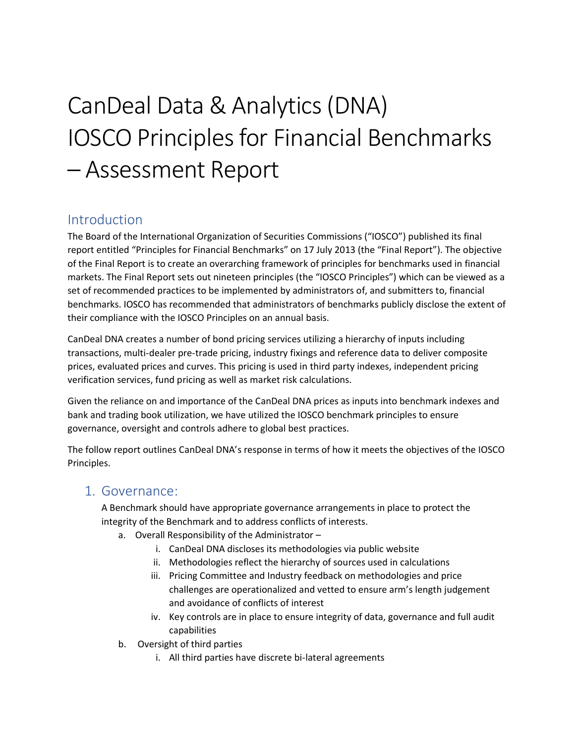# CanDeal Data & Analytics (DNA) IOSCO Principles for Financial Benchmarks – Assessment Report

## Introduction

The Board of the International Organization of Securities Commissions ("IOSCO") published its final report entitled "Principles for Financial Benchmarks" on 17 July 2013 (the "Final Report"). The objective of the Final Report is to create an overarching framework of principles for benchmarks used in financial markets. The Final Report sets out nineteen principles (the "IOSCO Principles") which can be viewed as a set of recommended practices to be implemented by administrators of, and submitters to, financial benchmarks. IOSCO has recommended that administrators of benchmarks publicly disclose the extent of their compliance with the IOSCO Principles on an annual basis.

CanDeal DNA creates a number of bond pricing services utilizing a hierarchy of inputs including transactions, multi-dealer pre-trade pricing, industry fixings and reference data to deliver composite prices, evaluated prices and curves. This pricing is used in third party indexes, independent pricing verification services, fund pricing as well as market risk calculations.

Given the reliance on and importance of the CanDeal DNA prices as inputs into benchmark indexes and bank and trading book utilization, we have utilized the IOSCO benchmark principles to ensure governance, oversight and controls adhere to global best practices.

The follow report outlines CanDeal DNA's response in terms of how it meets the objectives of the IOSCO Principles.

## 1. Governance:

A Benchmark should have appropriate governance arrangements in place to protect the integrity of the Benchmark and to address conflicts of interests.

a. Overall Responsibility of the Administrator –
   i. CanDeal DNA discloses its methodologies via public website
   ii. Methodologies reflect the hierarchy of sources used in calculations
   iii. Pricing Committee and Industry feedback on methodologies and price challenges are operationalized and vetted to ensure arm's length judgement and avoidance of conflicts of interest
   iv. Key controls are in place to ensure integrity of data, governance and full audit capabilities
b. Oversight of third parties
   i. All third parties have discrete bi-lateral agreements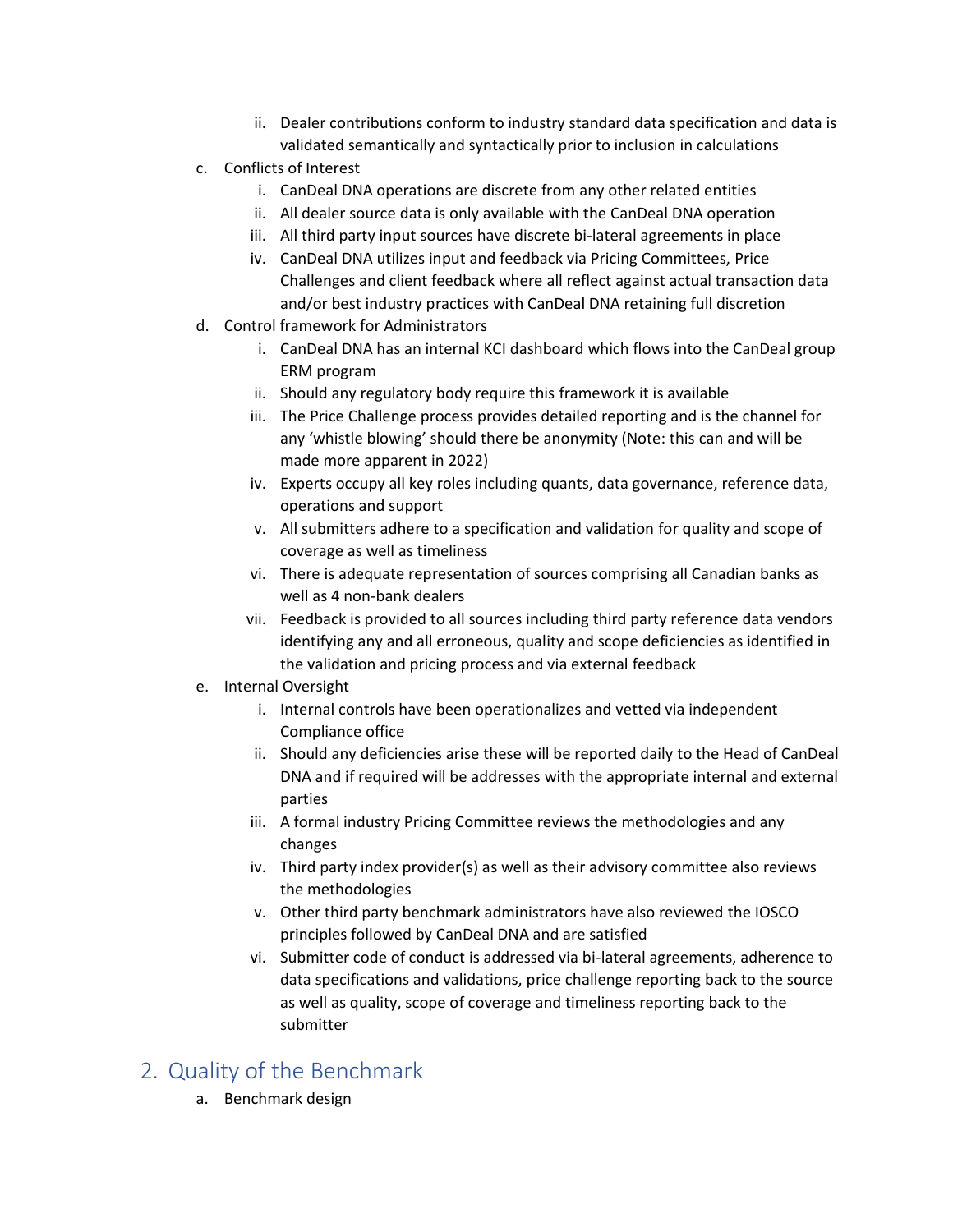- ii. Dealer contributions conform to industry standard data specification and data is validated semantically and syntactically prior to inclusion in calculations

c. Conflicts of Interest
   - i. CanDeal DNA operations are discrete from any other related entities
   - ii. All dealer source data is only available with the CanDeal DNA operation
   - iii. All third party input sources have discrete bi-lateral agreements in place
   - iv. CanDeal DNA utilizes input and feedback via Pricing Committees, Price Challenges and client feedback where all reflect against actual transaction data and/or best industry practices with CanDeal DNA retaining full discretion

d. Control framework for Administrators
   - i. CanDeal DNA has an internal KCI dashboard which flows into the CanDeal group ERM program
   - ii. Should any regulatory body require this framework it is available
   - iii. The Price Challenge process provides detailed reporting and is the channel for any 'whistle blowing' should there be anonymity (Note: this can and will be made more apparent in 2022)
   - iv. Experts occupy all key roles including quants, data governance, reference data, operations and support
   - v. All submitters adhere to a specification and validation for quality and scope of coverage as well as timeliness
   - vi. There is adequate representation of sources comprising all Canadian banks as well as 4 non-bank dealers
   - vii. Feedback is provided to all sources including third party reference data vendors identifying any and all erroneous, quality and scope deficiencies as identified in the validation and pricing process and via external feedback

e. Internal Oversight
   - i. Internal controls have been operationalizes and vetted via independent Compliance office
   - ii. Should any deficiencies arise these will be reported daily to the Head of CanDeal DNA and if required will be addresses with the appropriate internal and external parties
   - iii. A formal industry Pricing Committee reviews the methodologies and any changes
   - iv. Third party index provider(s) as well as their advisory committee also reviews the methodologies
   - v. Other third party benchmark administrators have also reviewed the IOSCO principles followed by CanDeal DNA and are satisfied
   - vi. Submitter code of conduct is addressed via bi-lateral agreements, adherence to data specifications and validations, price challenge reporting back to the source as well as quality, scope of coverage and timeliness reporting back to the submitter

## 2. Quality of the Benchmark

a. Benchmark design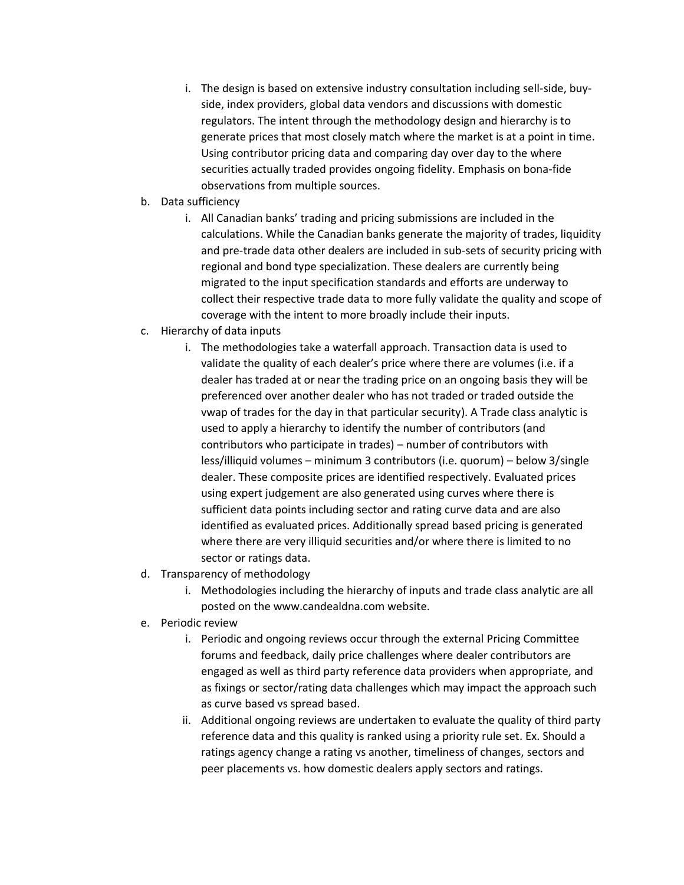i. The design is based on extensive industry consultation including sell-side, buy-side, index providers, global data vendors and discussions with domestic regulators. The intent through the methodology design and hierarchy is to generate prices that most closely match where the market is at a point in time. Using contributor pricing data and comparing day over day to the where securities actually traded provides ongoing fidelity. Emphasis on bona-fide observations from multiple sources.

b. Data sufficiency

   i. All Canadian banks' trading and pricing submissions are included in the calculations. While the Canadian banks generate the majority of trades, liquidity and pre-trade data other dealers are included in sub-sets of security pricing with regional and bond type specialization. These dealers are currently being migrated to the input specification standards and efforts are underway to collect their respective trade data to more fully validate the quality and scope of coverage with the intent to more broadly include their inputs.

c. Hierarchy of data inputs

   i. The methodologies take a waterfall approach. Transaction data is used to validate the quality of each dealer's price where there are volumes (i.e. if a dealer has traded at or near the trading price on an ongoing basis they will be preferenced over another dealer who has not traded or traded outside the vwap of trades for the day in that particular security). A Trade class analytic is used to apply a hierarchy to identify the number of contributors (and contributors who participate in trades) – number of contributors with less/illiquid volumes – minimum 3 contributors (i.e. quorum) – below 3/single dealer. These composite prices are identified respectively. Evaluated prices using expert judgement are also generated using curves where there is sufficient data points including sector and rating curve data and are also identified as evaluated prices. Additionally spread based pricing is generated where there are very illiquid securities and/or where there is limited to no sector or ratings data.

d. Transparency of methodology

   i. Methodologies including the hierarchy of inputs and trade class analytic are all posted on the www.candealdna.com website.

e. Periodic review

   i. Periodic and ongoing reviews occur through the external Pricing Committee forums and feedback, daily price challenges where dealer contributors are engaged as well as third party reference data providers when appropriate, and as fixings or sector/rating data challenges which may impact the approach such as curve based vs spread based.

   ii. Additional ongoing reviews are undertaken to evaluate the quality of third party reference data and this quality is ranked using a priority rule set. Ex. Should a ratings agency change a rating vs another, timeliness of changes, sectors and peer placements vs. how domestic dealers apply sectors and ratings.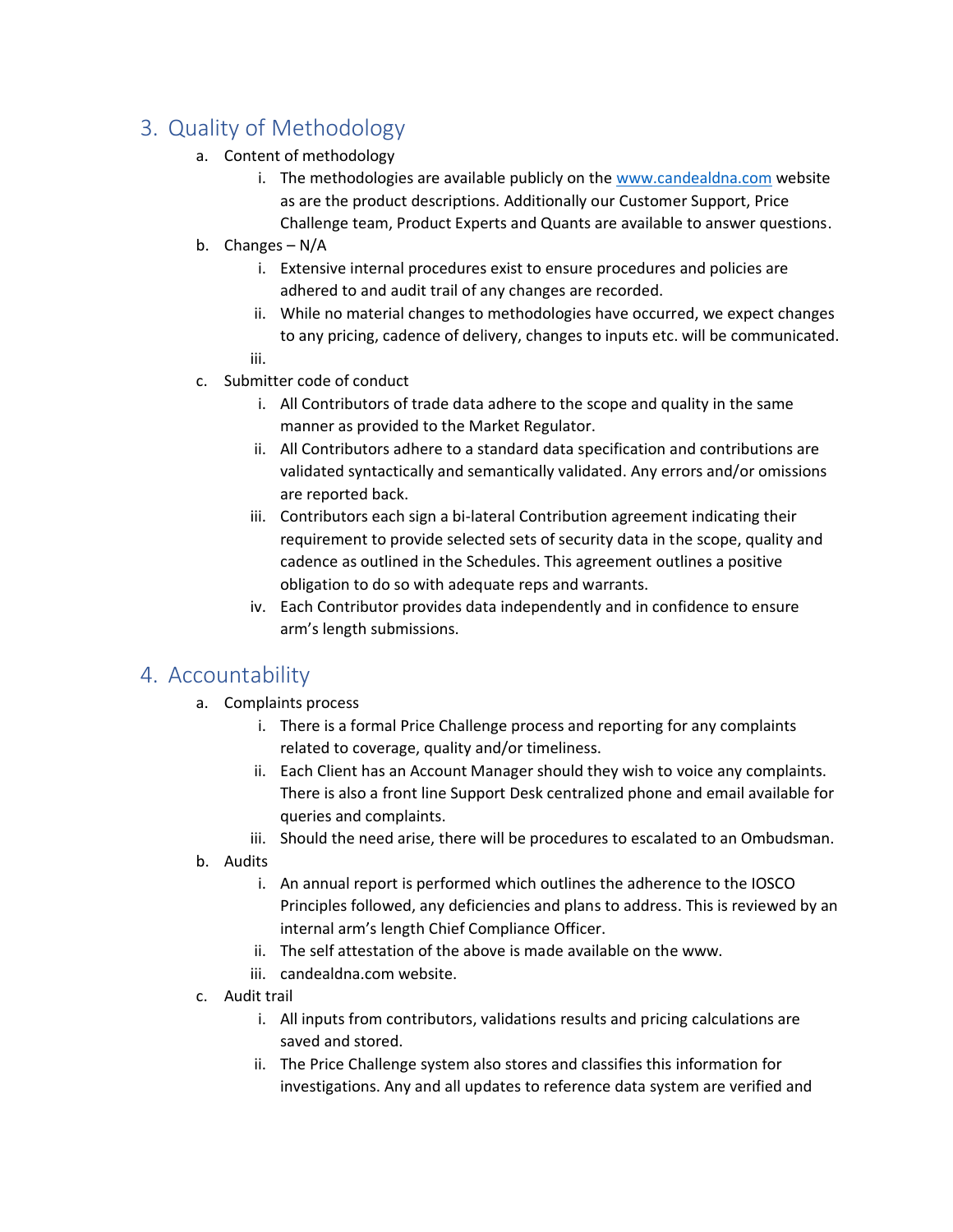## 3. Quality of Methodology

a. Content of methodology
   i. The methodologies are available publicly on the [www.candealdna.com](http://www.candealdna.com) website as are the product descriptions. Additionally our Customer Support, Price Challenge team, Product Experts and Quants are available to answer questions.

b. Changes – N/A
   i. Extensive internal procedures exist to ensure procedures and policies are adhered to and audit trail of any changes are recorded.
   ii. While no material changes to methodologies have occurred, we expect changes to any pricing, cadence of delivery, changes to inputs etc. will be communicated.
   iii.

c. Submitter code of conduct
   i. All Contributors of trade data adhere to the scope and quality in the same manner as provided to the Market Regulator.
   ii. All Contributors adhere to a standard data specification and contributions are validated syntactically and semantically validated. Any errors and/or omissions are reported back.
   iii. Contributors each sign a bi-lateral Contribution agreement indicating their requirement to provide selected sets of security data in the scope, quality and cadence as outlined in the Schedules. This agreement outlines a positive obligation to do so with adequate reps and warrants.
   iv. Each Contributor provides data independently and in confidence to ensure arm's length submissions.

## 4. Accountability

a. Complaints process
   i. There is a formal Price Challenge process and reporting for any complaints related to coverage, quality and/or timeliness.
   ii. Each Client has an Account Manager should they wish to voice any complaints. There is also a front line Support Desk centralized phone and email available for queries and complaints.
   iii. Should the need arise, there will be procedures to escalated to an Ombudsman.

b. Audits
   i. An annual report is performed which outlines the adherence to the IOSCO Principles followed, any deficiencies and plans to address. This is reviewed by an internal arm's length Chief Compliance Officer.
   ii. The self attestation of the above is made available on the www.
   iii. candealdna.com website.

c. Audit trail
   i. All inputs from contributors, validations results and pricing calculations are saved and stored.
   ii. The Price Challenge system also stores and classifies this information for investigations. Any and all updates to reference data system are verified and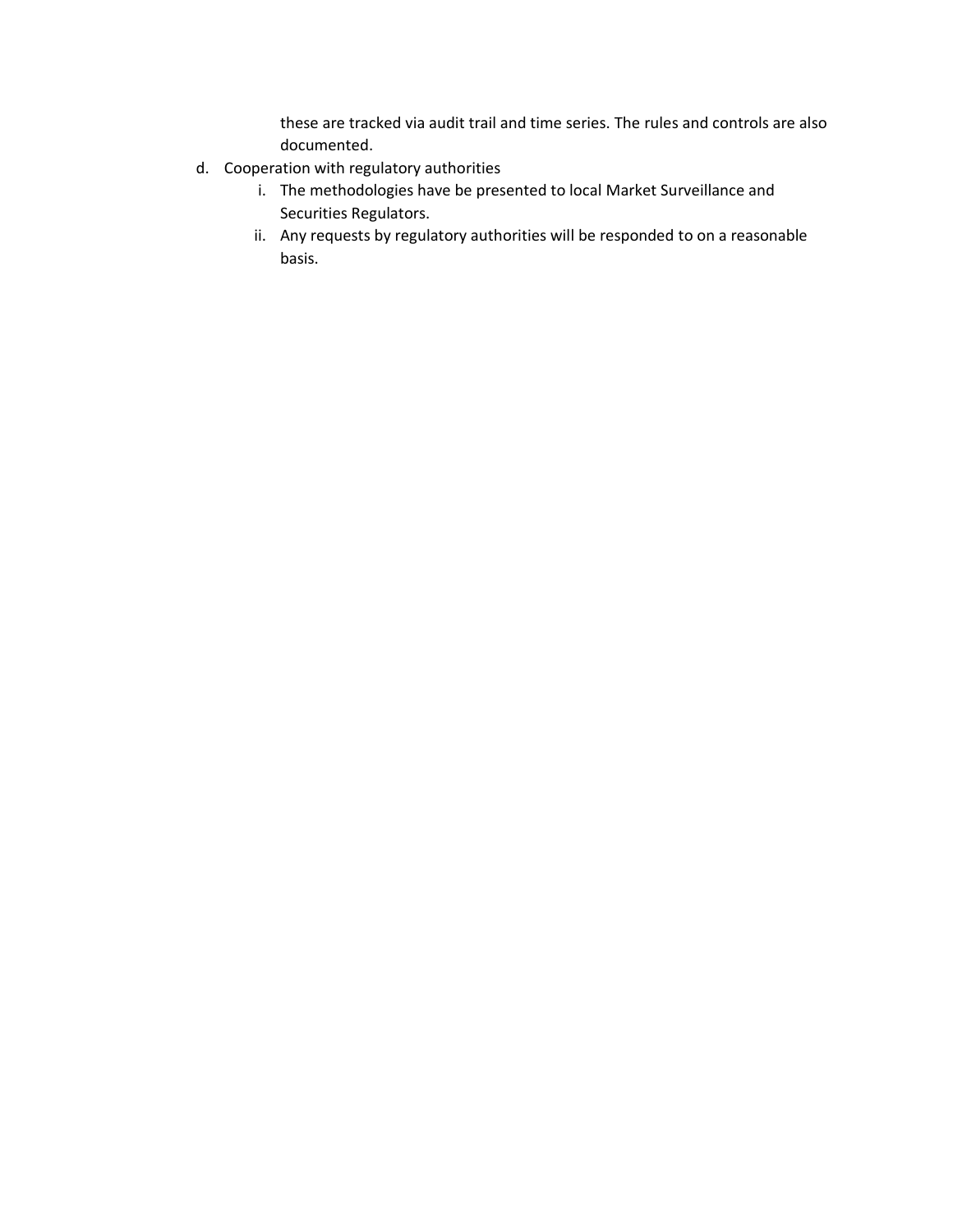these are tracked via audit trail and time series. The rules and controls are also documented.

d. Cooperation with regulatory authorities
    i. The methodologies have be presented to local Market Surveillance and Securities Regulators.
    ii. Any requests by regulatory authorities will be responded to on a reasonable basis.